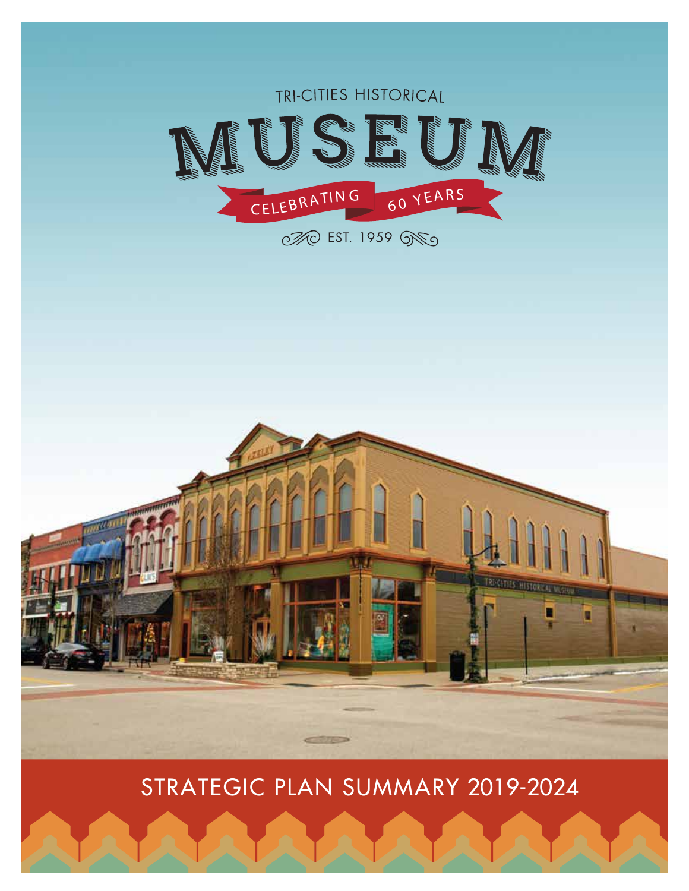TRI-CITIES HISTORICAL

# MUSEUM

CELEBRATING 60 YEARS

EST. 1959

## STRATEGIC PLAN SUMMARY 2019-2024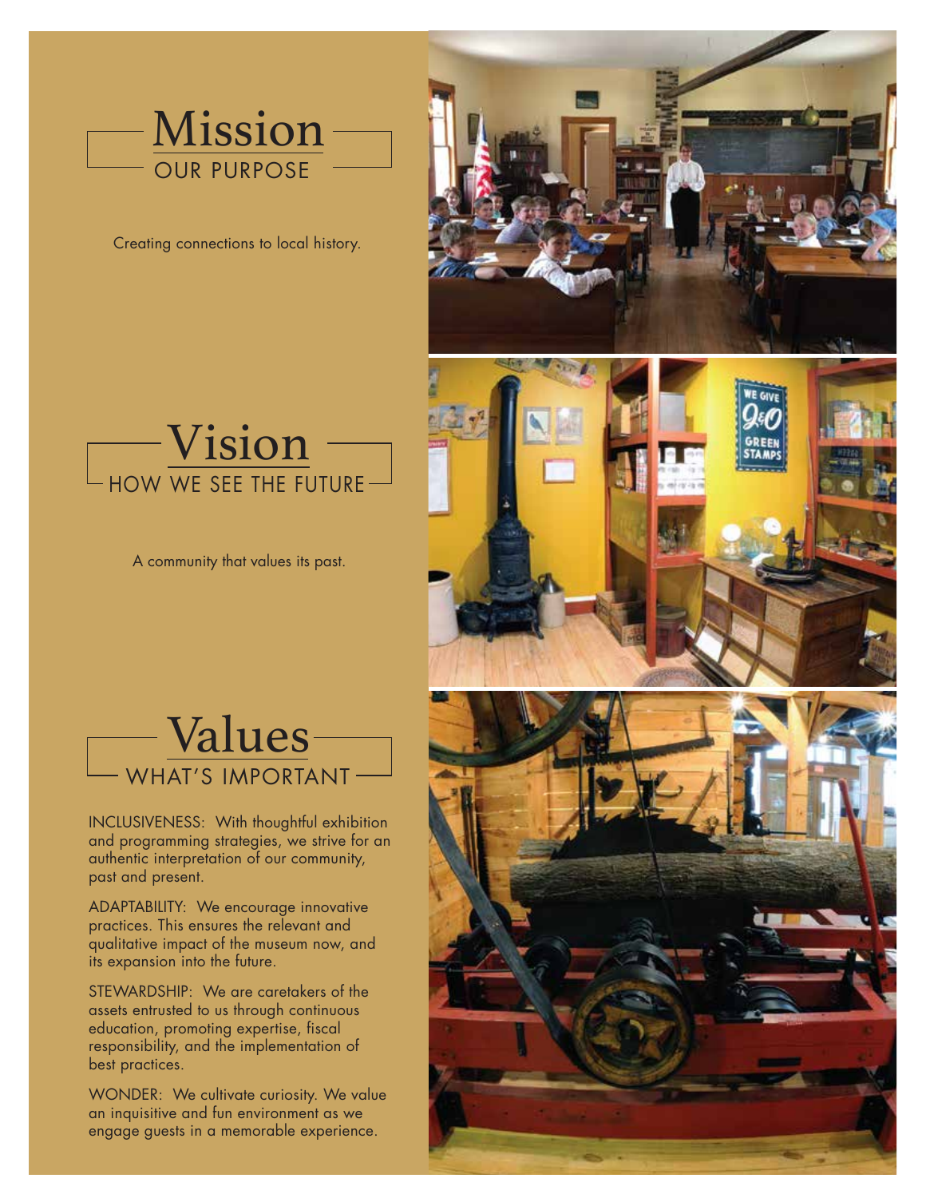# Mission
## OUR PURPOSE

Creating connections to local history.

# Vision
## HOW WE SEE THE FUTURE

A community that values its past.

# Values
## WHAT'S IMPORTANT

INCLUSIVENESS: With thoughtful exhibition and programming strategies, we strive for an authentic interpretation of our community, past and present.

ADAPTABILITY: We encourage innovative practices. This ensures the relevant and qualitative impact of the museum now, and its expansion into the future.

STEWARDSHIP: We are caretakers of the assets entrusted to us through continuous education, promoting expertise, fiscal responsibility, and the implementation of best practices.

WONDER: We cultivate curiosity. We value an inquisitive and fun environment as we engage guests in a memorable experience.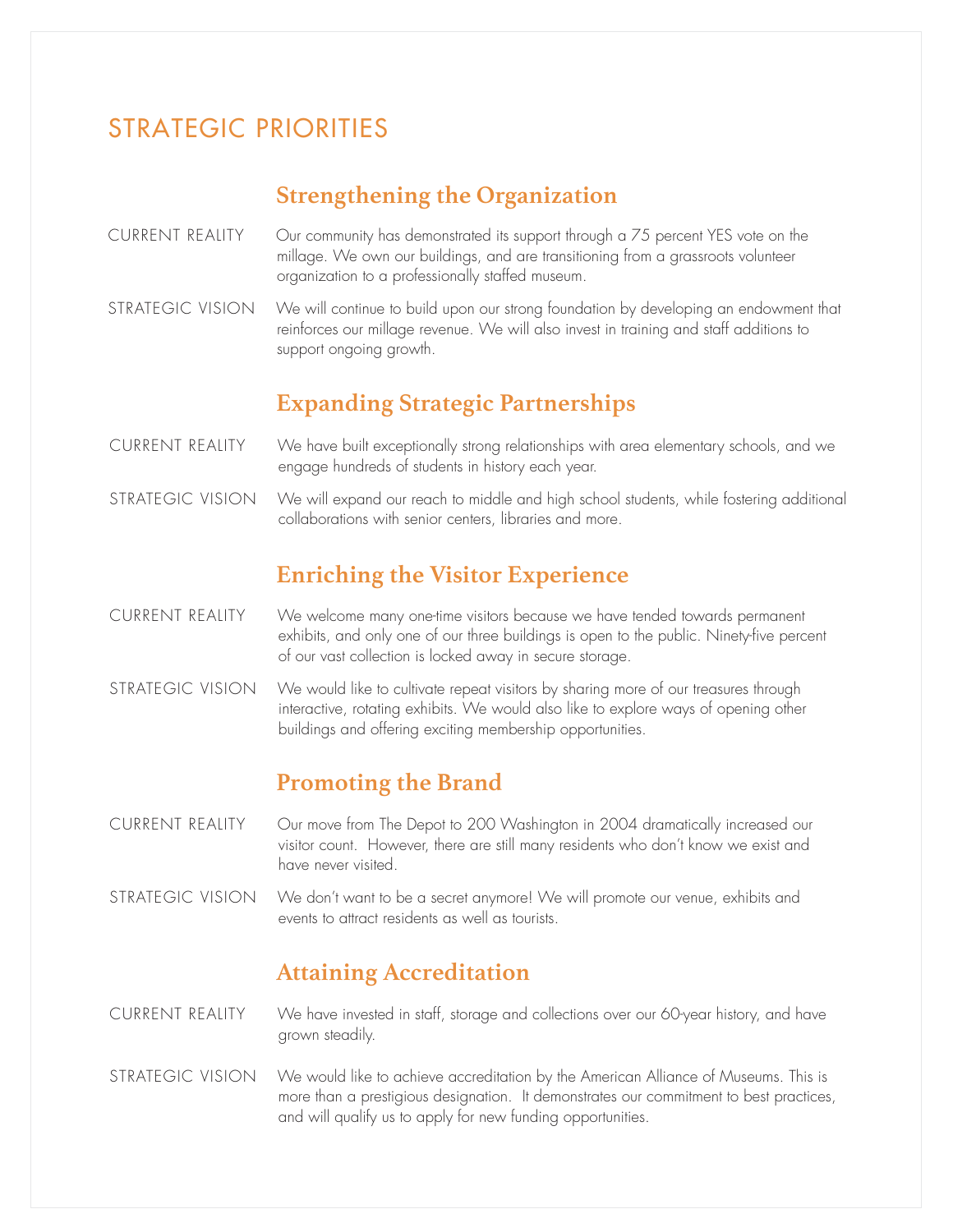# STRATEGIC PRIORITIES

## Strengthening the Organization

CURRENT REALITY

Our community has demonstrated its support through a 75 percent YES vote on the millage. We own our buildings, and are transitioning from a grassroots volunteer organization to a professionally staffed museum.

STRATEGIC VISION

We will continue to build upon our strong foundation by developing an endowment that reinforces our millage revenue. We will also invest in training and staff additions to support ongoing growth.

## Expanding Strategic Partnerships

CURRENT REALITY

We have built exceptionally strong relationships with area elementary schools, and we engage hundreds of students in history each year.

STRATEGIC VISION

We will expand our reach to middle and high school students, while fostering additional collaborations with senior centers, libraries and more.

## Enriching the Visitor Experience

CURRENT REALITY

We welcome many one-time visitors because we have tended towards permanent exhibits, and only one of our three buildings is open to the public. Ninety-five percent of our vast collection is locked away in secure storage.

STRATEGIC VISION

We would like to cultivate repeat visitors by sharing more of our treasures through interactive, rotating exhibits. We would also like to explore ways of opening other buildings and offering exciting membership opportunities.

## Promoting the Brand

CURRENT REALITY

Our move from The Depot to 200 Washington in 2004 dramatically increased our visitor count. However, there are still many residents who don't know we exist and have never visited.

STRATEGIC VISION

We don't want to be a secret anymore! We will promote our venue, exhibits and events to attract residents as well as tourists.

## Attaining Accreditation

CURRENT REALITY

We have invested in staff, storage and collections over our 60-year history, and have grown steadily.

STRATEGIC VISION

We would like to achieve accreditation by the American Alliance of Museums. This is more than a prestigious designation. It demonstrates our commitment to best practices, and will qualify us to apply for new funding opportunities.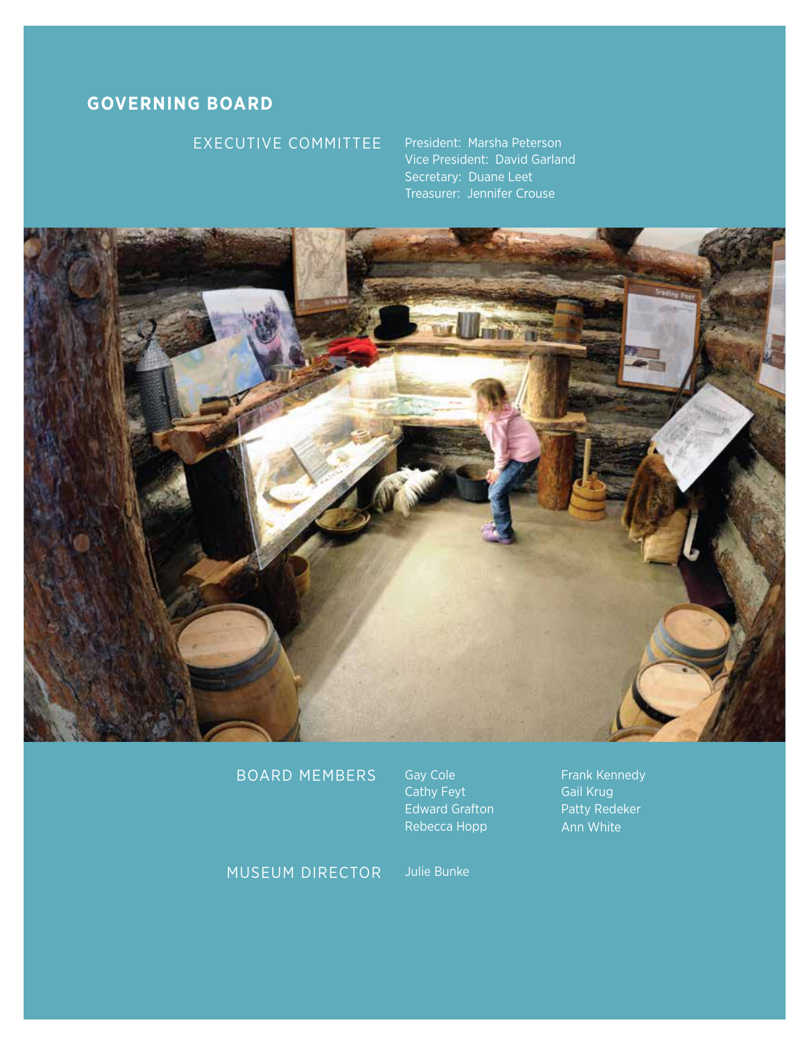## GOVERNING BOARD

### EXECUTIVE COMMITTEE

President: Marsha Peterson
Vice President: David Garland
Secretary: Duane Leet
Treasurer: Jennifer Crouse

### BOARD MEMBERS

Gay Cole
Cathy Feyt
Edward Grafton
Rebecca Hopp
Frank Kennedy
Gail Krug
Patty Redeker
Ann White

### MUSEUM DIRECTOR

Julie Bunke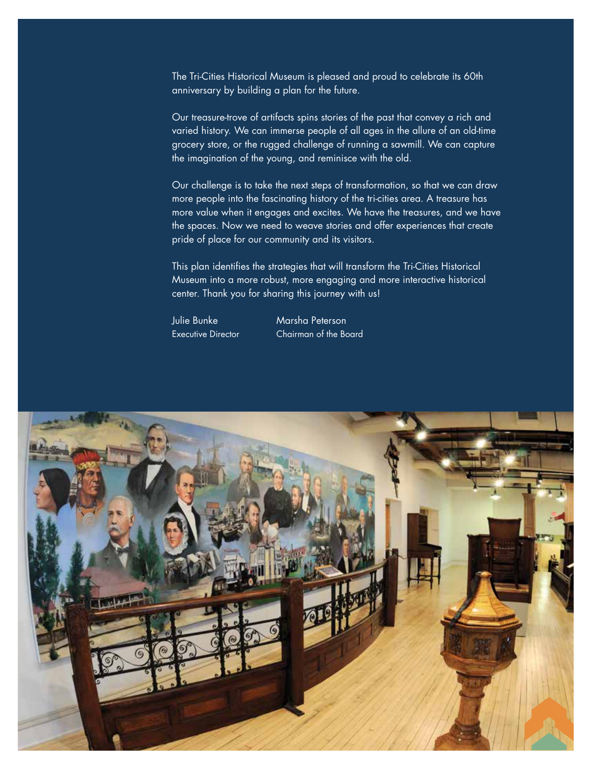The Tri-Cities Historical Museum is pleased and proud to celebrate its 60th anniversary by building a plan for the future.

Our treasure-trove of artifacts spins stories of the past that convey a rich and varied history. We can immerse people of all ages in the allure of an old-time grocery store, or the rugged challenge of running a sawmill. We can capture the imagination of the young, and reminisce with the old.

Our challenge is to take the next steps of transformation, so that we can draw more people into the fascinating history of the tri-cities area. A treasure has more value when it engages and excites. We have the treasures, and we have the spaces. Now we need to weave stories and offer experiences that create pride of place for our community and its visitors.

This plan identifies the strategies that will transform the Tri-Cities Historical Museum into a more robust, more engaging and more interactive historical center. Thank you for sharing this journey with us!

Julie Bunke
Executive Director

Marsha Peterson
Chairman of the Board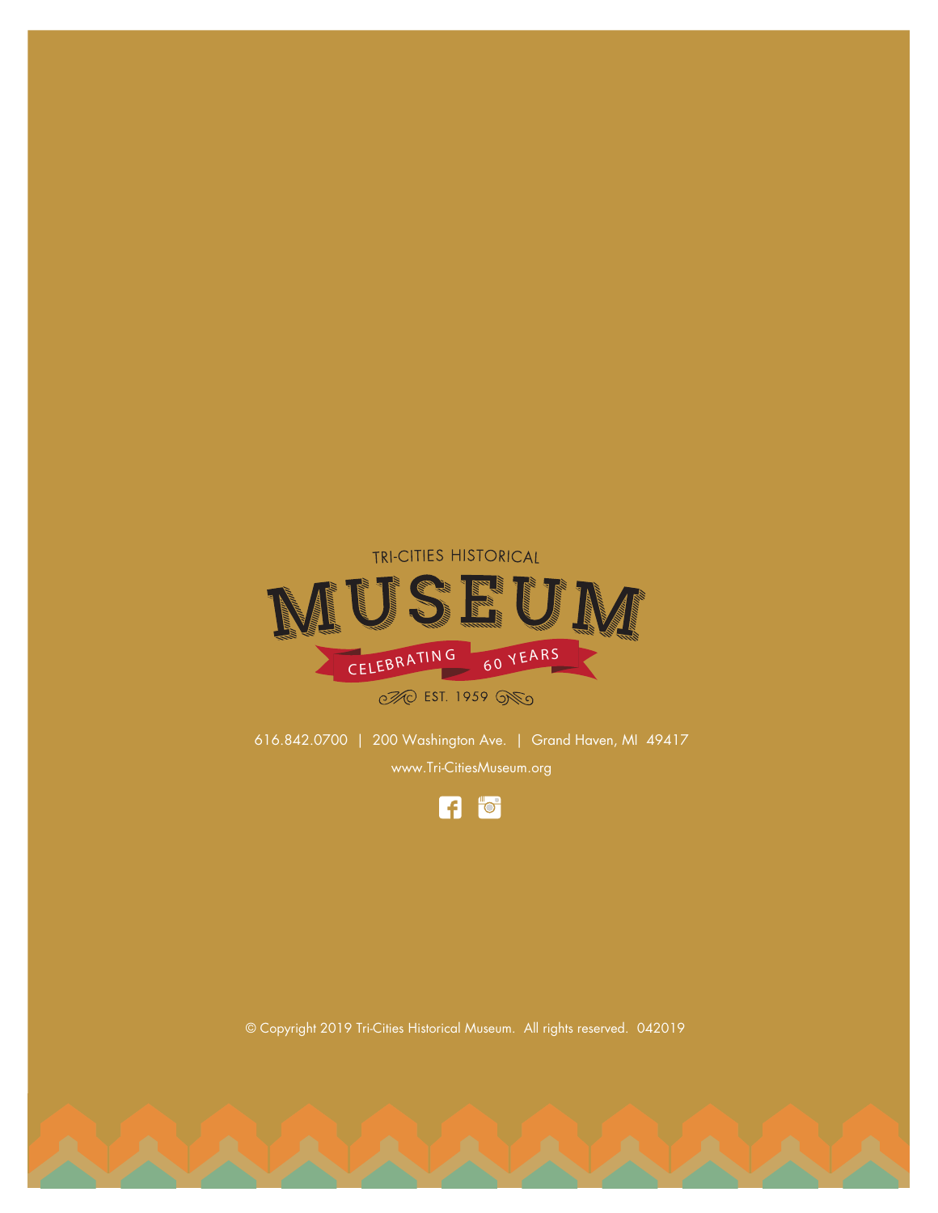TRI-CITIES HISTORICAL

# MUSEUM

CELEBRATING 60 YEARS

EST. 1959

616.842.0700 | 200 Washington Ave. | Grand Haven, MI 49417

www.Tri-CitiesMuseum.org

© Copyright 2019 Tri-Cities Historical Museum. All rights reserved. 042019